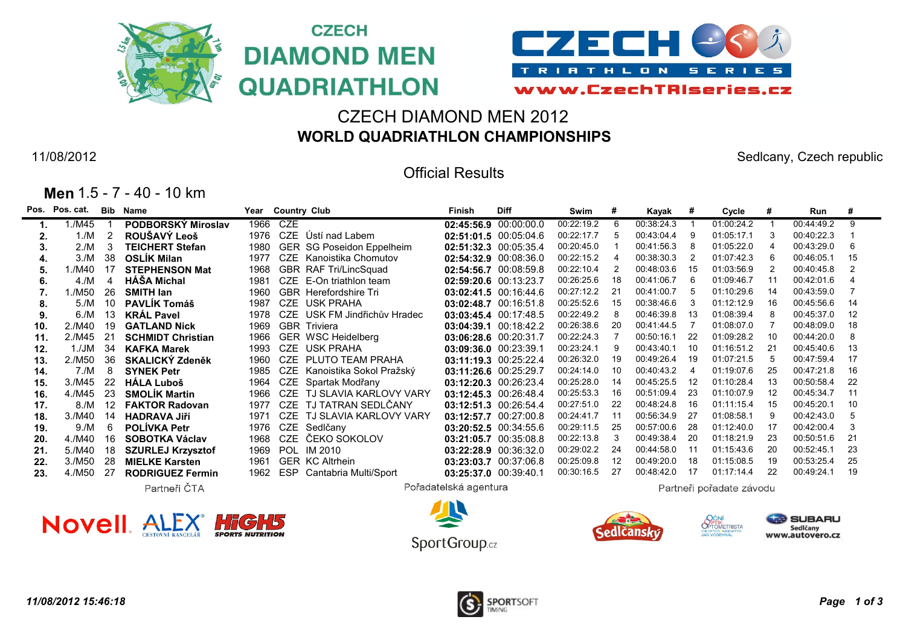CZECH DIAMOND MEN QUADRIATHLON

CZECH TRIATHLON SERIES
www.CzechTRIseries.cz

# CZECH DIAMOND MEN 2012
## WORLD QUADRIATHLON CHAMPIONSHIPS

11/08/2012 — Sedlcany, Czech republic

Official Results

### Men 1.5 - 7 - 40 - 10 km

| Pos. | Pos. cat. | Bib | Name | Year | Country | Club | Finish | Diff | Swim | # | Kayak | # | Cycle | # | Run | # |
|---|---|---|---|---|---|---|---|---|---|---|---|---|---|---|---|---|
| 1. | 1./M45 | 1 | **PODBORSKÝ Miroslav** | 1966 | CZE | | **02:45:56.9** | 00:00:00.0 | 00:22:19.2 | 6 | 00:38:24.3 | 1 | 01:00:24.2 | 1 | 00:44:49.2 | 9 |
| 2. | 1./M | 2 | **ROUŠAVÝ Leoš** | 1976 | CZE | Ústí nad Labem | **02:51:01.5** | 00:05:04.6 | 00:22:17.7 | 5 | 00:43:04.4 | 9 | 01:05:17.1 | 3 | 00:40:22.3 | 1 |
| 3. | 2./M | 3 | **TEICHERT Stefan** | 1980 | GER | SG Poseidon Eppelheim | **02:51:32.3** | 00:05:35.4 | 00:20:45.0 | 1 | 00:41:56.3 | 8 | 01:05:22.0 | 4 | 00:43:29.0 | 6 |
| 4. | 3./M | 38 | **OSLÍK Milan** | 1977 | CZE | Kanoistika Chomutov | **02:54:32.9** | 00:08:36.0 | 00:22:15.2 | 4 | 00:38:30.3 | 2 | 01:07:42.3 | 6 | 00:46:05.1 | 15 |
| 5. | 1./M40 | 17 | **STEPHENSON Mat** | 1968 | GBR | RAF Tri/LincSquad | **02:54:56.7** | 00:08:59.8 | 00:22:10.4 | 2 | 00:48:03.6 | 15 | 01:03:56.9 | 2 | 00:40:45.8 | 2 |
| 6. | 4./M | 4 | **HÁŠA Michal** | 1981 | CZE | E-On triathlon team | **02:59:20.6** | 00:13:23.7 | 00:26:25.6 | 18 | 00:41:06.7 | 6 | 01:09:46.7 | 11 | 00:42:01.6 | 4 |
| 7. | 1./M50 | 26 | **SMITH Ian** | 1960 | GBR | Herefordshire Tri | **03:02:41.5** | 00:16:44.6 | 00:27:12.2 | 21 | 00:41:00.7 | 5 | 01:10:29.6 | 14 | 00:43:59.0 | 7 |
| 8. | 5./M | 10 | **PAVLÍK Tomáš** | 1987 | CZE | USK PRAHA | **03:02:48.7** | 00:16:51.8 | 00:25:52.6 | 15 | 00:38:46.6 | 3 | 01:12:12.9 | 16 | 00:45:56.6 | 14 |
| 9. | 6./M | 13 | **KRÁL Pavel** | 1978 | CZE | USK FM Jindřichův Hradec | **03:03:45.4** | 00:17:48.5 | 00:22:49.2 | 8 | 00:46:39.8 | 13 | 01:08:39.4 | 8 | 00:45:37.0 | 12 |
| 10. | 2./M40 | 19 | **GATLAND Nick** | 1969 | GBR | Triviera | **03:04:39.1** | 00:18:42.2 | 00:26:38.6 | 20 | 00:41:44.5 | 7 | 01:08:07.0 | 7 | 00:48:09.0 | 18 |
| 11. | 2./M45 | 21 | **SCHMIDT Christian** | 1966 | GER | WSC Heidelberg | **03:06:28.6** | 00:20:31.7 | 00:22:24.3 | 7 | 00:50:16.1 | 22 | 01:09:28.2 | 10 | 00:44:20.0 | 8 |
| 12. | 1./JM | 34 | **KAFKA Marek** | 1993 | CZE | USK PRAHA | **03:09:36.0** | 00:23:39.1 | 00:23:24.1 | 9 | 00:43:40.1 | 10 | 01:16:51.2 | 21 | 00:45:40.6 | 13 |
| 13. | 2./M50 | 36 | **SKALICKÝ Zdeněk** | 1960 | CZE | PLUTO TEAM PRAHA | **03:11:19.3** | 00:25:22.4 | 00:26:32.0 | 19 | 00:49:26.4 | 19 | 01:07:21.5 | 5 | 00:47:59.4 | 17 |
| 14. | 7./M | 8 | **SYNEK Petr** | 1985 | CZE | Kanoistika Sokol Pražský | **03:11:26.6** | 00:25:29.7 | 00:24:14.0 | 10 | 00:40:43.2 | 4 | 01:19:07.6 | 25 | 00:47:21.8 | 16 |
| 15. | 3./M45 | 22 | **HÁLA Luboš** | 1964 | CZE | Spartak Modřany | **03:12:20.3** | 00:26:23.4 | 00:25:28.0 | 14 | 00:45:25.5 | 12 | 01:10:28.4 | 13 | 00:50:58.4 | 22 |
| 16. | 4./M45 | 23 | **SMOLÍK Martin** | 1966 | CZE | TJ SLAVIA KARLOVY VARY | **03:12:45.3** | 00:26:48.4 | 00:25:53.3 | 16 | 00:51:09.4 | 23 | 01:10:07.9 | 12 | 00:45:34.7 | 11 |
| 17. | 8./M | 12 | **FAKTOR Radovan** | 1977 | CZE | TJ TATRAN SEDLČANY | **03:12:51.3** | 00:26:54.4 | 00:27:51.0 | 22 | 00:48:24.8 | 16 | 01:11:15.4 | 15 | 00:45:20.1 | 10 |
| 18. | 3./M40 | 14 | **HADRAVA Jiří** | 1971 | CZE | TJ SLAVIA KARLOVY VARY | **03:12:57.7** | 00:27:00.8 | 00:24:41.7 | 11 | 00:56:34.9 | 27 | 01:08:58.1 | 9 | 00:42:43.0 | 5 |
| 19. | 9./M | 6 | **POLÍVKA Petr** | 1976 | CZE | Sedlčany | **03:20:52.5** | 00:34:55.6 | 00:29:11.5 | 25 | 00:57:00.6 | 28 | 01:12:40.0 | 17 | 00:42:00.4 | 3 |
| 20. | 4./M40 | 16 | **SOBOTKA Václav** | 1968 | CZE | ČEKO SOKOLOV | **03:21:05.7** | 00:35:08.8 | 00:22:13.8 | 3 | 00:49:38.4 | 20 | 01:18:21.9 | 23 | 00:50:51.6 | 21 |
| 21. | 5./M40 | 18 | **SZURLEJ Krzysztof** | 1969 | POL | IM 2010 | **03:22:28.9** | 00:36:32.0 | 00:29:02.2 | 24 | 00:44:58.0 | 11 | 01:15:43.6 | 20 | 00:52:45.1 | 23 |
| 22. | 3./M50 | 28 | **MIELKE Karsten** | 1961 | GER | KC Altrhein | **03:23:03.7** | 00:37:06.8 | 00:25:09.8 | 12 | 00:49:20.0 | 18 | 01:15:08.5 | 19 | 00:53:25.4 | 25 |
| 23. | 4./M50 | 27 | **RODRIGUEZ Fermin** | 1962 | ESP | Cantabria Multi/Sport | **03:25:37.0** | 00:39:40.1 | 00:30:16.5 | 27 | 00:48:42.0 | 17 | 01:17:14.4 | 22 | 00:49:24.1 | 19 |

Partneři ČTA — Novell, ALEX cestovní kancelář, HIGH5 Sports Nutrition

Pořadatelská agentura — SportGroup.cz

Partneři pořadate závodu — Sedlčanský, Oční Optik Optometrista, Subaru Sedlčany www.autovero.cz

*11/08/2012 15:46:18*

SPORTSOFT TIMING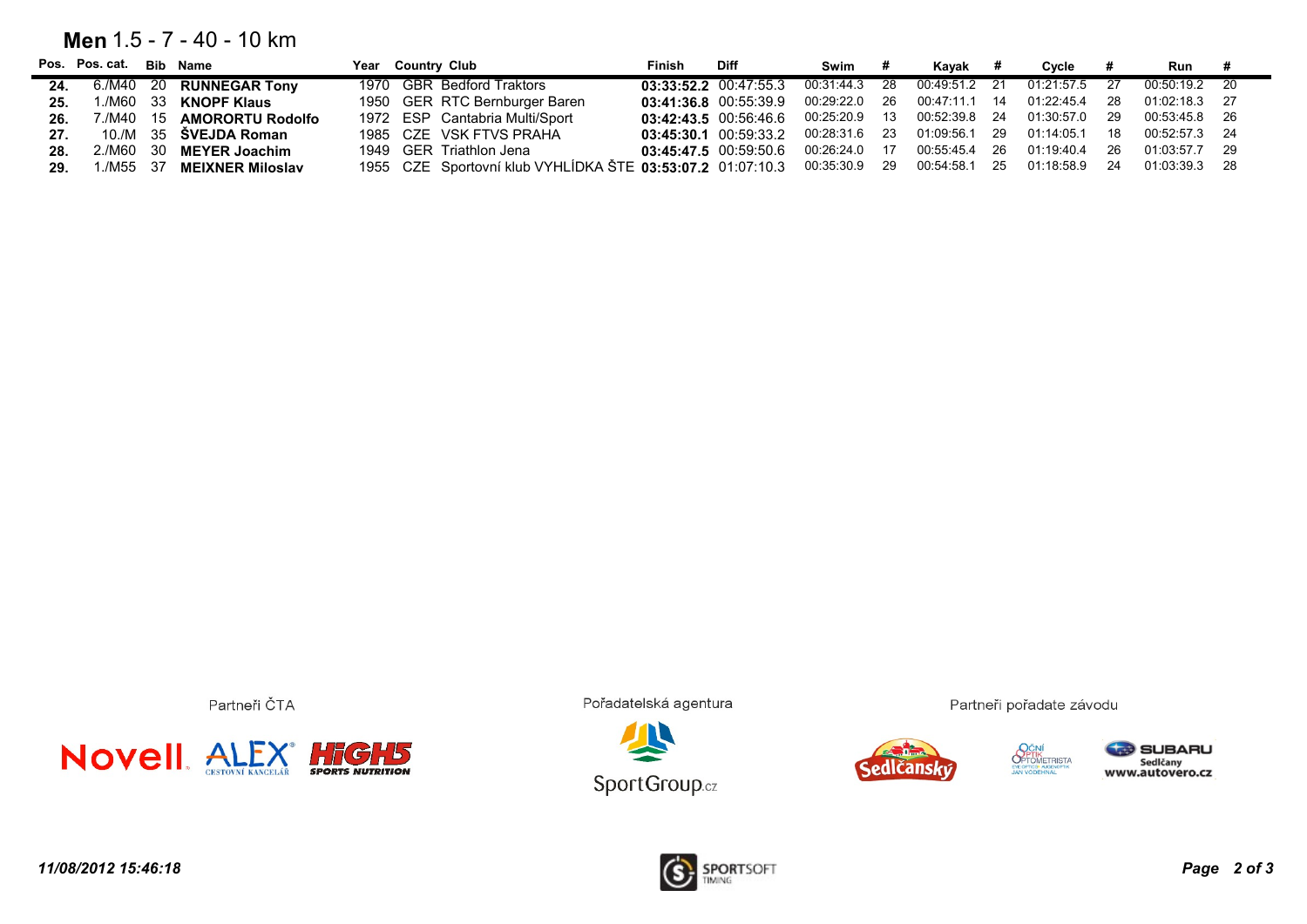## Men 1.5 - 7 - 40 - 10 km

| Pos. | Pos. cat. | Bib | Name | Year | Country | Club | Finish | Diff | Swim | # | Kayak | # | Cycle | # | Run | # |
|---|---|---|---|---|---|---|---|---|---|---|---|---|---|---|---|---|
| **24.** | 6./M40 | 20 | **RUNNEGAR Tony** | 1970 | GBR | Bedford Traktors | **03:33:52.2** | 00:47:55.3 | 00:31:44.3 | 28 | 00:49:51.2 | 21 | 01:21:57.5 | 27 | 00:50:19.2 | 20 |
| **25.** | 1./M60 | 33 | **KNOPF Klaus** | 1950 | GER | RTC Bernburger Baren | **03:41:36.8** | 00:55:39.9 | 00:29:22.0 | 26 | 00:47:11.1 | 14 | 01:22:45.4 | 28 | 01:02:18.3 | 27 |
| **26.** | 7./M40 | 15 | **AMORORTU Rodolfo** | 1972 | ESP | Cantabria Multi/Sport | **03:42:43.5** | 00:56:46.6 | 00:25:20.9 | 13 | 00:52:39.8 | 24 | 01:30:57.0 | 29 | 00:53:45.8 | 26 |
| **27.** | 10./M | 35 | **ŠVEJDA Roman** | 1985 | CZE | VSK FTVS PRAHA | **03:45:30.1** | 00:59:33.2 | 00:28:31.6 | 23 | 01:09:56.1 | 29 | 01:14:05.1 | 18 | 00:52:57.3 | 24 |
| **28.** | 2./M60 | 30 | **MEYER Joachim** | 1949 | GER | Triathlon Jena | **03:45:47.5** | 00:59:50.6 | 00:26:24.0 | 17 | 00:55:45.4 | 26 | 01:19:40.4 | 26 | 01:03:57.7 | 29 |
| **29.** | 1./M55 | 37 | **MEIXNER Miloslav** | 1955 | CZE | Sportovní klub VYHLÍDKA ŠTE | **03:53:07.2** | 01:07:10.3 | 00:35:30.9 | 29 | 00:54:58.1 | 25 | 01:18:58.9 | 24 | 01:03:39.3 | 28 |

Partneři ČTA

Pořadatelská agentura

Partneři pořadate závodu

*11/08/2012 15:46:18*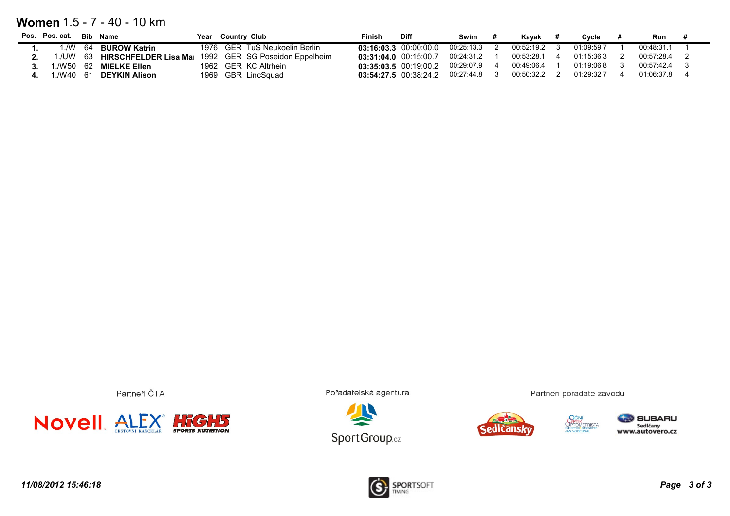## **Women** 1.5 - 7 - 40 - 10 km

| Pos. | Pos. cat. | Bib | Name | Year | Country | Club | Finish | Diff | Swim | # | Kayak | # | Cycle | # | Run | # |
|---|---|---|---|---|---|---|---|---|---|---|---|---|---|---|---|---|
| **1.** | 1./W | 64 | **BUROW Katrin** | 1976 | GER | TuS Neukoelin Berlin | **03:16:03.3** | 00:00:00.0 | 00:25:13.3 | 2 | 00:52:19.2 | 3 | 01:09:59.7 | 1 | 00:48:31.1 | 1 |
| **2.** | 1./UW | 63 | **HIRSCHFELDER Lisa Mai** | 1992 | GER | SG Poseidon Eppelheim | **03:31:04.0** | 00:15:00.7 | 00:24:31.2 | 1 | 00:53:28.1 | 4 | 01:15:36.3 | 2 | 00:57:28.4 | 2 |
| **3.** | 1./W50 | 62 | **MIELKE Ellen** | 1962 | GER | KC Altrhein | **03:35:03.5** | 00:19:00.2 | 00:29:07.9 | 4 | 00:49:06.4 | 1 | 01:19:06.8 | 3 | 00:57:42.4 | 3 |
| **4.** | 1./W40 | 61 | **DEYKIN Alison** | 1969 | GBR | LincSquad | **03:54:27.5** | 00:38:24.2 | 00:27:44.8 | 3 | 00:50:32.2 | 2 | 01:29:32.7 | 4 | 01:06:37.8 | 4 |

Partneři ČTA

Pořadatelská agentura

Partneři pořadate závodu

*11/08/2012 15:46:18*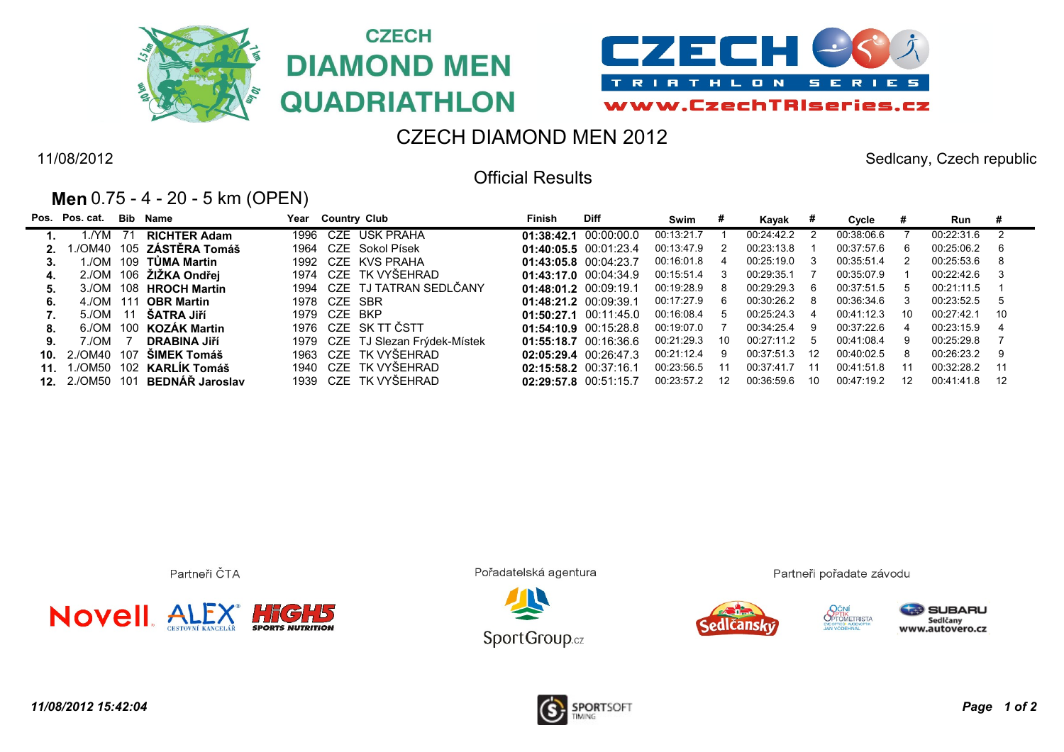CZECH DIAMOND MEN QUADRIATHLON

CZECH TRIATHLON SERIES

www.CzechTRIseries.cz

# CZECH DIAMOND MEN 2012

11/08/2012

Sedlcany, Czech republic

## Official Results

### **Men** 0.75 - 4 - 20 - 5 km (OPEN)

| Pos. | Pos. cat. | Bib | Name | Year | Country | Club | Finish | Diff | Swim | # | Kayak | # | Cycle | # | Run | # |
|---|---|---|---|---|---|---|---|---|---|---|---|---|---|---|---|---|
| 1. | 1./YM | 71 | **RICHTER Adam** | 1996 | CZE | USK PRAHA | **01:38:42.1** | 00:00:00.0 | 00:13:21.7 | 1 | 00:24:42.2 | 2 | 00:38:06.6 | 7 | 00:22:31.6 | 2 |
| 2. | 1./OM40 | 105 | **ZÁSTĚRA Tomáš** | 1964 | CZE | Sokol Písek | **01:40:05.5** | 00:01:23.4 | 00:13:47.9 | 2 | 00:23:13.8 | 1 | 00:37:57.6 | 6 | 00:25:06.2 | 6 |
| 3. | 1./OM | 109 | **TŮMA Martin** | 1992 | CZE | KVS PRAHA | **01:43:05.8** | 00:04:23.7 | 00:16:01.8 | 4 | 00:25:19.0 | 3 | 00:35:51.4 | 2 | 00:25:53.6 | 8 |
| 4. | 2./OM | 106 | **ŽIŽKA Ondřej** | 1974 | CZE | TK VYŠEHRAD | **01:43:17.0** | 00:04:34.9 | 00:15:51.4 | 3 | 00:29:35.1 | 7 | 00:35:07.9 | 1 | 00:22:42.6 | 3 |
| 5. | 3./OM | 108 | **HROCH Martin** | 1994 | CZE | TJ TATRAN SEDLČANY | **01:48:01.2** | 00:09:19.1 | 00:19:28.9 | 8 | 00:29:29.3 | 6 | 00:37:51.5 | 5 | 00:21:11.5 | 1 |
| 6. | 4./OM | 111 | **OBR Martin** | 1978 | CZE | SBR | **01:48:21.2** | 00:09:39.1 | 00:17:27.9 | 6 | 00:30:26.2 | 8 | 00:36:34.6 | 3 | 00:23:52.5 | 5 |
| 7. | 5./OM | 11 | **ŠATRA Jiří** | 1979 | CZE | BKP | **01:50:27.1** | 00:11:45.0 | 00:16:08.4 | 5 | 00:25:24.3 | 4 | 00:41:12.3 | 10 | 00:27:42.1 | 10 |
| 8. | 6./OM | 100 | **KOZÁK Martin** | 1976 | CZE | SK TT ČSTT | **01:54:10.9** | 00:15:28.8 | 00:19:07.0 | 7 | 00:34:25.4 | 9 | 00:37:22.6 | 4 | 00:23:15.9 | 4 |
| 9. | 7./OM | 7 | **DRABINA Jiří** | 1979 | CZE | TJ Slezan Frýdek-Místek | **01:55:18.7** | 00:16:36.6 | 00:21:29.3 | 10 | 00:27:11.2 | 5 | 00:41:08.4 | 9 | 00:25:29.8 | 7 |
| 10. | 2./OM40 | 107 | **ŠIMEK Tomáš** | 1963 | CZE | TK VYŠEHRAD | **02:05:29.4** | 00:26:47.3 | 00:21:12.4 | 9 | 00:37:51.3 | 12 | 00:40:02.5 | 8 | 00:26:23.2 | 9 |
| 11. | 1./OM50 | 102 | **KARLÍK Tomáš** | 1940 | CZE | TK VYŠEHRAD | **02:15:58.2** | 00:37:16.1 | 00:23:56.5 | 11 | 00:37:41.7 | 11 | 00:41:51.8 | 11 | 00:32:28.2 | 11 |
| 12. | 2./OM50 | 101 | **BEDNÁŘ Jaroslav** | 1939 | CZE | TK VYŠEHRAD | **02:29:57.8** | 00:51:15.7 | 00:23:57.2 | 12 | 00:36:59.6 | 10 | 00:47:19.2 | 12 | 00:41:41.8 | 12 |

Partneři ČTA — Novell, ALEX Cestovní kancelář, HiGH5 Sports Nutrition

Pořadatelská agentura — SportGroup.cz

Partneři pořadate závodu — Sedlčanský, Oční Optik Optometrista, Subaru Sedlčany www.autovero.cz

*11/08/2012 15:42:04*

SPORTSOFT TIMING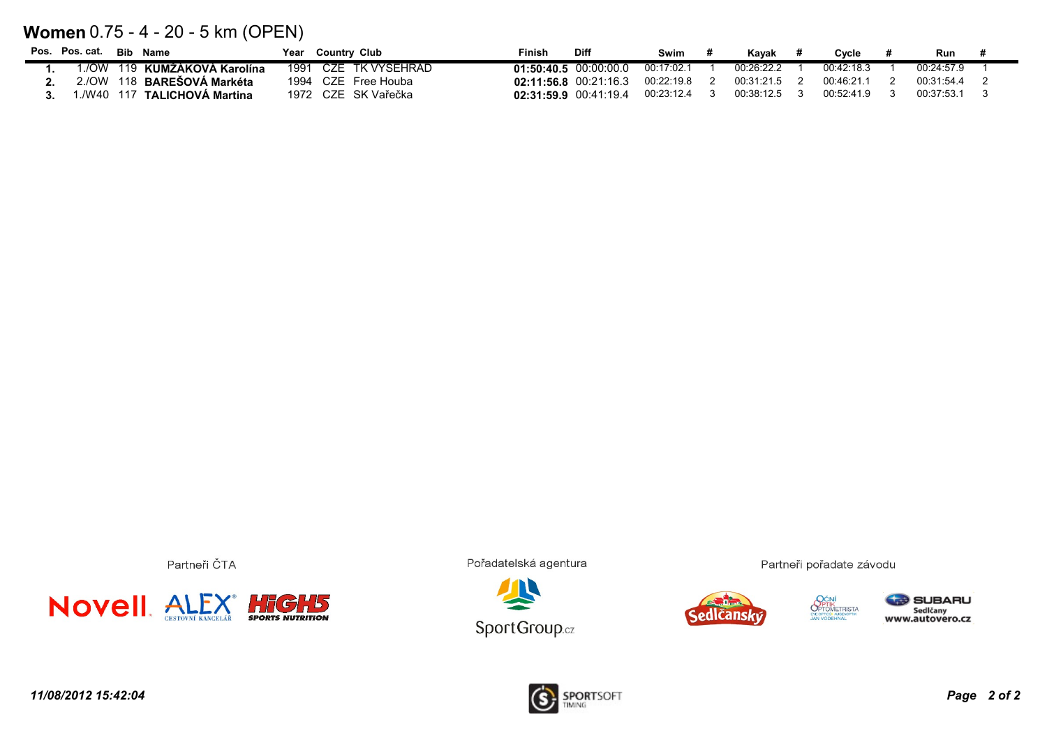# **Women** 0.75 - 4 - 20 - 5 km (OPEN)

| Pos. | Pos. cat. | Bib | Name | Year | Country | Club | Finish | Diff | Swim | # | Kayak | # | Cycle | # | Run | # |
|---|---|---|---|---|---|---|---|---|---|---|---|---|---|---|---|---|
| **1.** | 1./OW | 119 | **KUMŽÁKOVÁ Karolína** | 1991 | CZE | TK VYŠEHRAD | **01:50:40.5** | 00:00:00.0 | 00:17:02.1 | 1 | 00:26:22.2 | 1 | 00:42:18.3 | 1 | 00:24:57.9 | 1 |
| **2.** | 2./OW | 118 | **BAREŠOVÁ Markéta** | 1994 | CZE | Free Houba | **02:11:56.8** | 00:21:16.3 | 00:22:19.8 | 2 | 00:31:21.5 | 2 | 00:46:21.1 | 2 | 00:31:54.4 | 2 |
| **3.** | 1./W40 | 117 | **TALICHOVÁ Martina** | 1972 | CZE | SK Vařečka | **02:31:59.9** | 00:41:19.4 | 00:23:12.4 | 3 | 00:38:12.5 | 3 | 00:52:41.9 | 3 | 00:37:53.1 | 3 |

Partneři ČTA

Pořadatelská agentura

Partneři pořadate závodu

*11/08/2012 15:42:04*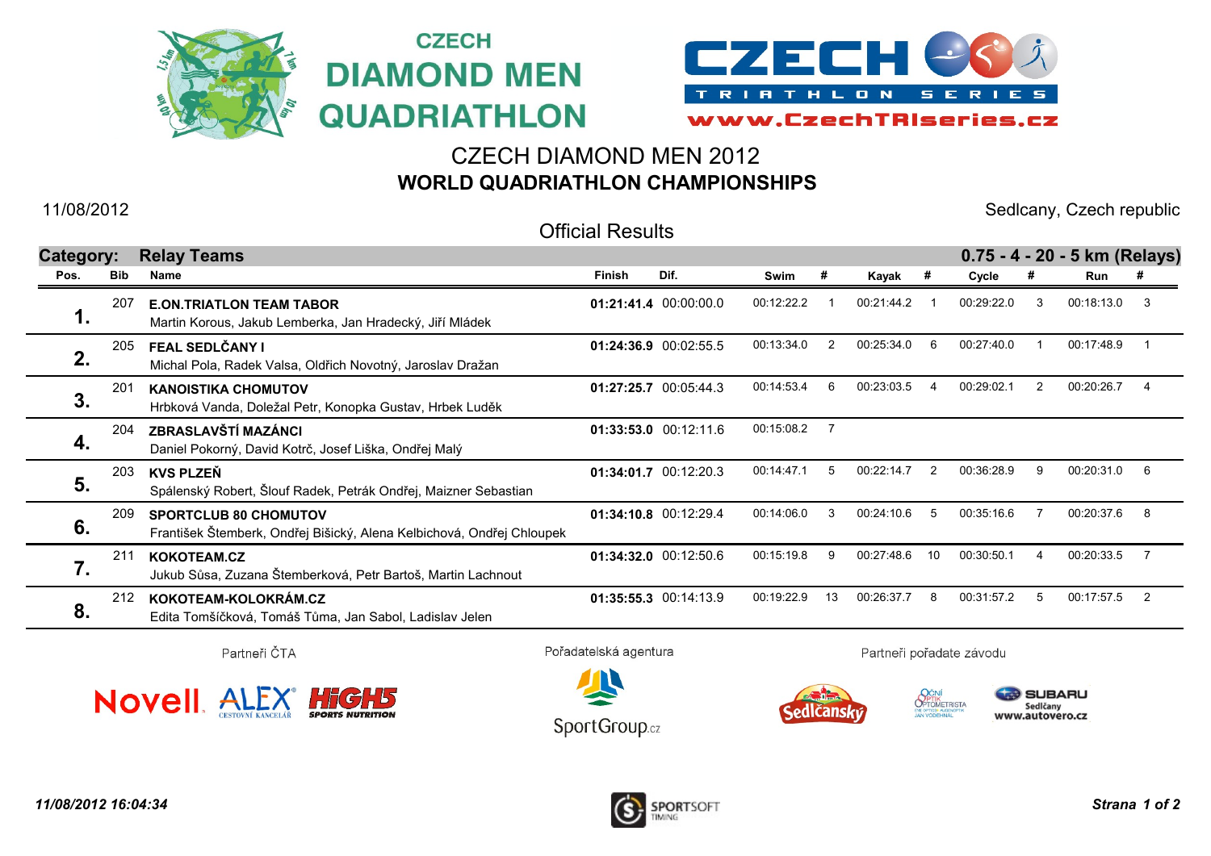CZECH DIAMOND MEN QUADRIATHLON

CZECH TRIATHLON SERIES

www.CzechTRIseries.cz

# CZECH DIAMOND MEN 2012
## WORLD QUADRIATHLON CHAMPIONSHIPS

11/08/2012

Sedlcany, Czech republic

Official Results

**Category: Relay Teams** — **0.75 - 4 - 20 - 5 km (Relays)**

| Pos. | Bib | Name | Finish | Dif. | Swim | # | Kayak | # | Cycle | # | Run | # |
|---|---|---|---|---|---|---|---|---|---|---|---|---|
| **1.** | 207 | **E.ON.TRIATLON TEAM TABOR**<br>Martin Korous, Jakub Lemberka, Jan Hradecký, Jiří Mládek | **01:21:41.4** | 00:00:00.0 | 00:12:22.2 | 1 | 00:21:44.2 | 1 | 00:29:22.0 | 3 | 00:18:13.0 | 3 |
| **2.** | 205 | **FEAL SEDLČANY I**<br>Michal Pola, Radek Valsa, Oldřich Novotný, Jaroslav Dražan | **01:24:36.9** | 00:02:55.5 | 00:13:34.0 | 2 | 00:25:34.0 | 6 | 00:27:40.0 | 1 | 00:17:48.9 | 1 |
| **3.** | 201 | **KANOISTIKA CHOMUTOV**<br>Hrbková Vanda, Doležal Petr, Konopka Gustav, Hrbek Luděk | **01:27:25.7** | 00:05:44.3 | 00:14:53.4 | 6 | 00:23:03.5 | 4 | 00:29:02.1 | 2 | 00:20:26.7 | 4 |
| **4.** | 204 | **ZBRASLAVŠTÍ MAZÁNCI**<br>Daniel Pokorný, David Kotrč, Josef Liška, Ondřej Malý | **01:33:53.0** | 00:12:11.6 | 00:15:08.2 | 7 | | | | | | |
| **5.** | 203 | **KVS PLZEŇ**<br>Spálenský Robert, Šlouf Radek, Petrák Ondřej, Maizner Sebastian | **01:34:01.7** | 00:12:20.3 | 00:14:47.1 | 5 | 00:22:14.7 | 2 | 00:36:28.9 | 9 | 00:20:31.0 | 6 |
| **6.** | 209 | **SPORTCLUB 80 CHOMUTOV**<br>František Štemberk, Ondřej Bišický, Alena Kelbichová, Ondřej Chloupek | **01:34:10.8** | 00:12:29.4 | 00:14:06.0 | 3 | 00:24:10.6 | 5 | 00:35:16.6 | 7 | 00:20:37.6 | 8 |
| **7.** | 211 | **KOKOTEAM.CZ**<br>Jukub Sůsa, Zuzana Štemberková, Petr Bartoš, Martin Lachnout | **01:34:32.0** | 00:12:50.6 | 00:15:19.8 | 9 | 00:27:48.6 | 10 | 00:30:50.1 | 4 | 00:20:33.5 | 7 |
| **8.** | 212 | **KOKOTEAM-KOLOKRÁM.CZ**<br>Edita Tomšíčková, Tomáš Tůma, Jan Sabol, Ladislav Jelen | **01:35:55.3** | 00:14:13.9 | 00:19:22.9 | 13 | 00:26:37.7 | 8 | 00:31:57.2 | 5 | 00:17:57.5 | 2 |

Partneři ČTA — Novell, ALEX Cestovní kancelář, HiGH5 Sports Nutrition

Pořadatelská agentura — SportGroup.cz

Partneři pořadate závodu — Sedlčanský, Oční optik optometrista Jan Vodehnal, Subaru Sedlčany www.autovero.cz

*11/08/2012 16:04:34*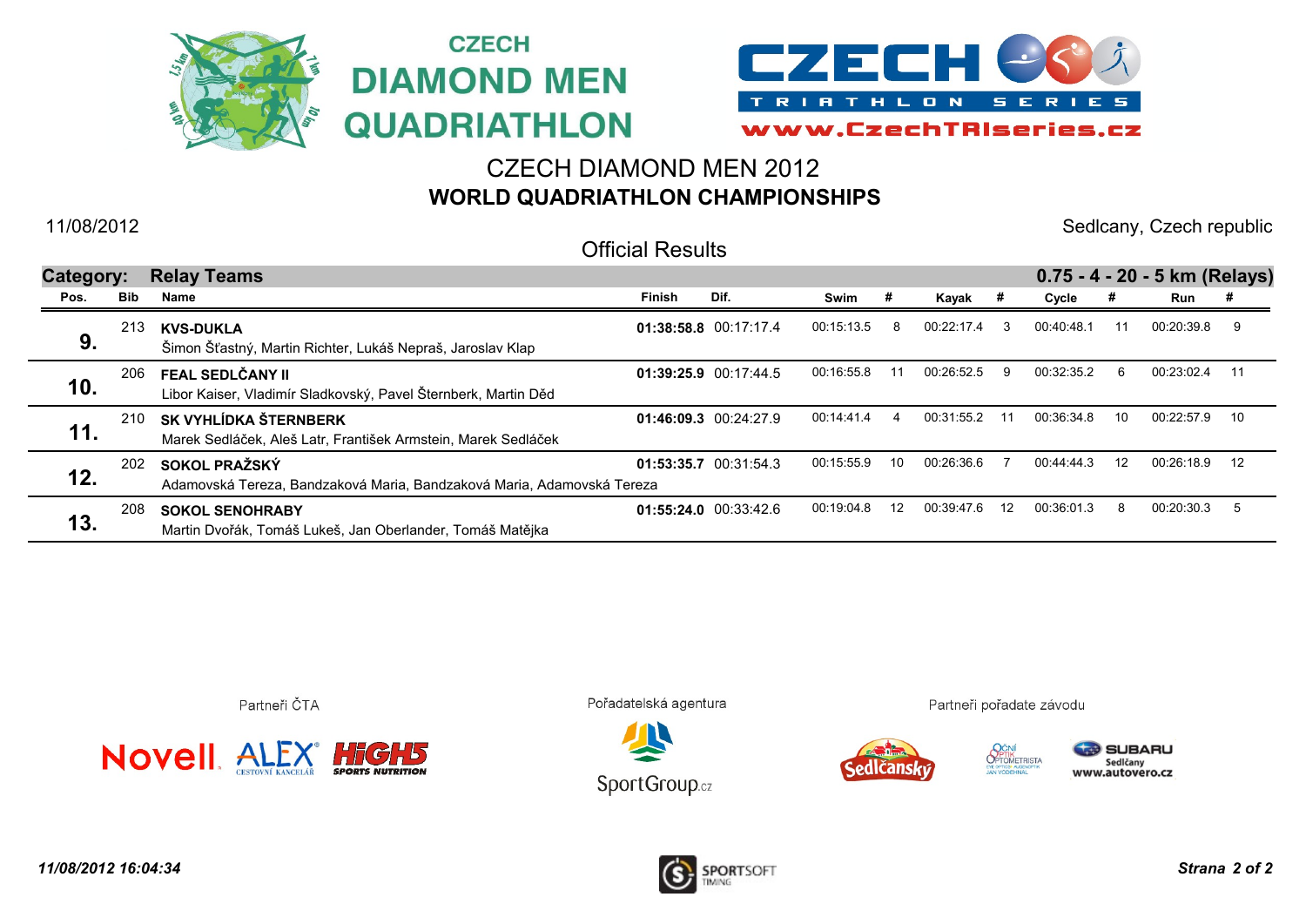CZECH DIAMOND MEN QUADRIATHLON

CZECH TRIATHLON SERIES
www.CzechTRIseries.cz

# CZECH DIAMOND MEN 2012
## WORLD QUADRIATHLON CHAMPIONSHIPS

11/08/2012

Sedlcany, Czech republic

Official Results

**Category: Relay Teams** — **0.75 - 4 - 20 - 5 km (Relays)**

| Pos. | Bib | Name | Finish | Dif. | Swim | # | Kayak | # | Cycle | # | Run | # |
|---|---|---|---|---|---|---|---|---|---|---|---|---|
| 9. | 213 | **KVS-DUKLA**<br>Šimon Šťastný, Martin Richter, Lukáš Nepraš, Jaroslav Klap | **01:38:58.8** | 00:17:17.4 | 00:15:13.5 | 8 | 00:22:17.4 | 3 | 00:40:48.1 | 11 | 00:20:39.8 | 9 |
| 10. | 206 | **FEAL SEDLČANY II**<br>Libor Kaiser, Vladimír Sladkovský, Pavel Šternberk, Martin Děd | **01:39:25.9** | 00:17:44.5 | 00:16:55.8 | 11 | 00:26:52.5 | 9 | 00:32:35.2 | 6 | 00:23:02.4 | 11 |
| 11. | 210 | **SK VYHLÍDKA ŠTERNBERK**<br>Marek Sedláček, Aleš Latr, František Armstein, Marek Sedláček | **01:46:09.3** | 00:24:27.9 | 00:14:41.4 | 4 | 00:31:55.2 | 11 | 00:36:34.8 | 10 | 00:22:57.9 | 10 |
| 12. | 202 | **SOKOL PRAŽSKÝ**<br>Adamovská Tereza, Bandzaková Maria, Bandzaková Maria, Adamovská Tereza | **01:53:35.7** | 00:31:54.3 | 00:15:55.9 | 10 | 00:26:36.6 | 7 | 00:44:44.3 | 12 | 00:26:18.9 | 12 |
| 13. | 208 | **SOKOL SENOHRABY**<br>Martin Dvořák, Tomáš Lukeš, Jan Oberlander, Tomáš Matějka | **01:55:24.0** | 00:33:42.6 | 00:19:04.8 | 12 | 00:39:47.6 | 12 | 00:36:01.3 | 8 | 00:20:30.3 | 5 |

Partneři ČTA — Novell, ALEX Cestovní kancelář, HiGH5 Sports Nutrition

Pořadatelská agentura — SportGroup.cz

Partneři pořadate závodu — Sedlčanský, Oční optik optometrista Jan Vodehnal, Subaru Sedlčany www.autovero.cz

*11/08/2012 16:04:34*

SPORTSOFT TIMING